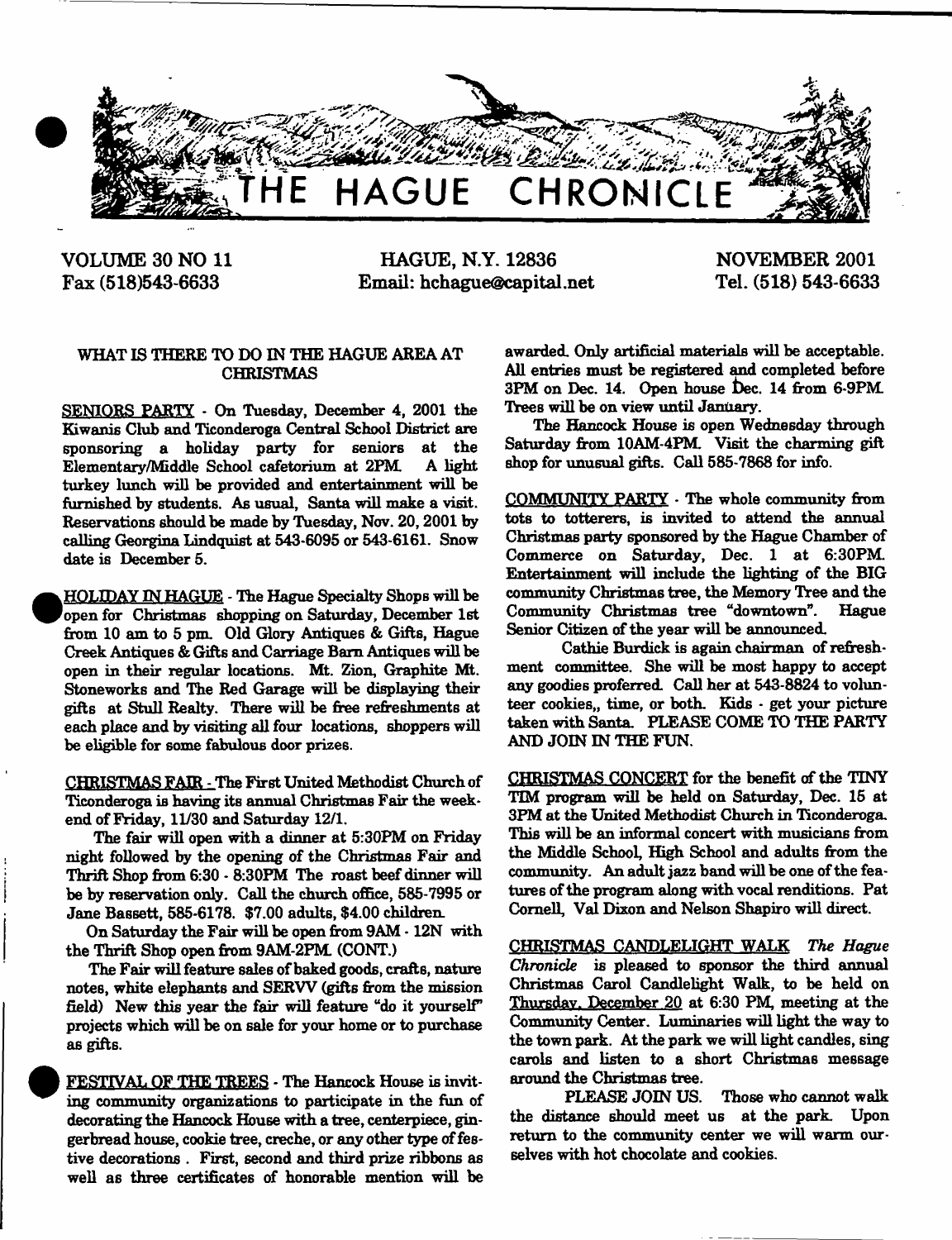# THE HAGUE CHRONICLE

VOLUME 30 NO 11 — HAGUE, N.Y. 12836 — NOVEMBER 2001

Fax (518)543-6633 — Email: hchague@capital.net — Tel. (518) 543-6633

## WHAT IS THERE TO DO IN THE HAGUE AREA AT CHRISTMAS

SENIORS PARTY - On Tuesday, December 4, 2001 the Kiwanis Club and Ticonderoga Central School District are sponsoring a holiday party for seniors at the Elementary/Middle School cafetorium at 2PM. A light turkey lunch will be provided and entertainment will be furnished by students. As usual, Santa will make a visit. Reservations should be made by Tuesday, Nov. 20, 2001 by calling Georgina Lindquist at 543-6095 or 543-6161. Snow date is December 5.

HOLIDAY IN HAGUE - The Hague Specialty Shops will be open for Christmas shopping on Saturday, December 1st from 10 am to 5 pm. Old Glory Antiques & Gifts, Hague Creek Antiques & Gifts and Carriage Barn Antiques will be open in their regular locations. Mt. Zion, Graphite Mt. Stoneworks and The Red Garage will be displaying their gifts at Stull Realty. There will be free refreshments at each place and by visiting all four locations, shoppers will be eligible for some fabulous door prizes.

CHRISTMAS FAIR - The First United Methodist Church of Ticonderoga is having its annual Christmas Fair the weekend of Friday, 11/30 and Saturday 12/1.

The fair will open with a dinner at 5:30PM on Friday night followed by the opening of the Christmas Fair and Thrift Shop from 6:30 - 8:30PM The roast beef dinner will be by reservation only. Call the church office, 585-7995 or Jane Bassett, 585-6178. $7.00 adults, $4.00 children.

On Saturday the Fair will be open from 9AM - 12N with the Thrift Shop open from 9AM-2PM. (CONT.)

The Fair will feature sales of baked goods, crafts, nature notes, white elephants and SERVV (gifts from the mission field) New this year the fair will feature "do it yourself" projects which will be on sale for your home or to purchase as gifts.

FESTIVAL OF THE TREES - The Hancock House is inviting community organizations to participate in the fun of decorating the Hancock House with a tree, centerpiece, gingerbread house, cookie tree, creche, or any other type of festive decorations . First, second and third prize ribbons as well as three certificates of honorable mention will be awarded. Only artificial materials will be acceptable. All entries must be registered and completed before 3PM on Dec. 14. Open house Dec. 14 from 6-9PM. Trees will be on view until January.

The Hancock House is open Wednesday through Saturday from 10AM-4PM. Visit the charming gift shop for unusual gifts. Call 585-7868 for info.

COMMUNITY PARTY - The whole community from tots to totterers, is invited to attend the annual Christmas party sponsored by the Hague Chamber of Commerce on Saturday, Dec. 1 at 6:30PM. Entertainment will include the lighting of the BIG community Christmas tree, the Memory Tree and the Community Christmas tree "downtown". Hague Senior Citizen of the year will be announced.

Cathie Burdick is again chairman of refreshment committee. She will be most happy to accept any goodies proferred. Call her at 543-8824 to volunteer cookies,, time, or both. Kids - get your picture taken with Santa. PLEASE COME TO THE PARTY AND JOIN IN THE FUN.

CHRISTMAS CONCERT for the benefit of the TINY TIM program will be held on Saturday, Dec. 15 at 3PM at the United Methodist Church in Ticonderoga. This will be an informal concert with musicians from the Middle School, High School and adults from the community. An adult jazz band will be one of the features of the program along with vocal renditions. Pat Cornell, Val Dixon and Nelson Shapiro will direct.

CHRISTMAS CANDLELIGHT WALK *The Hague Chronicle* is pleased to sponsor the third annual Christmas Carol Candlelight Walk, to be held on Thursday, December 20 at 6:30 PM, meeting at the Community Center. Luminaries will light the way to the town park. At the park we will light candles, sing carols and listen to a short Christmas message around the Christmas tree.

PLEASE JOIN US. Those who cannot walk the distance should meet us at the park. Upon return to the community center we will warm ourselves with hot chocolate and cookies.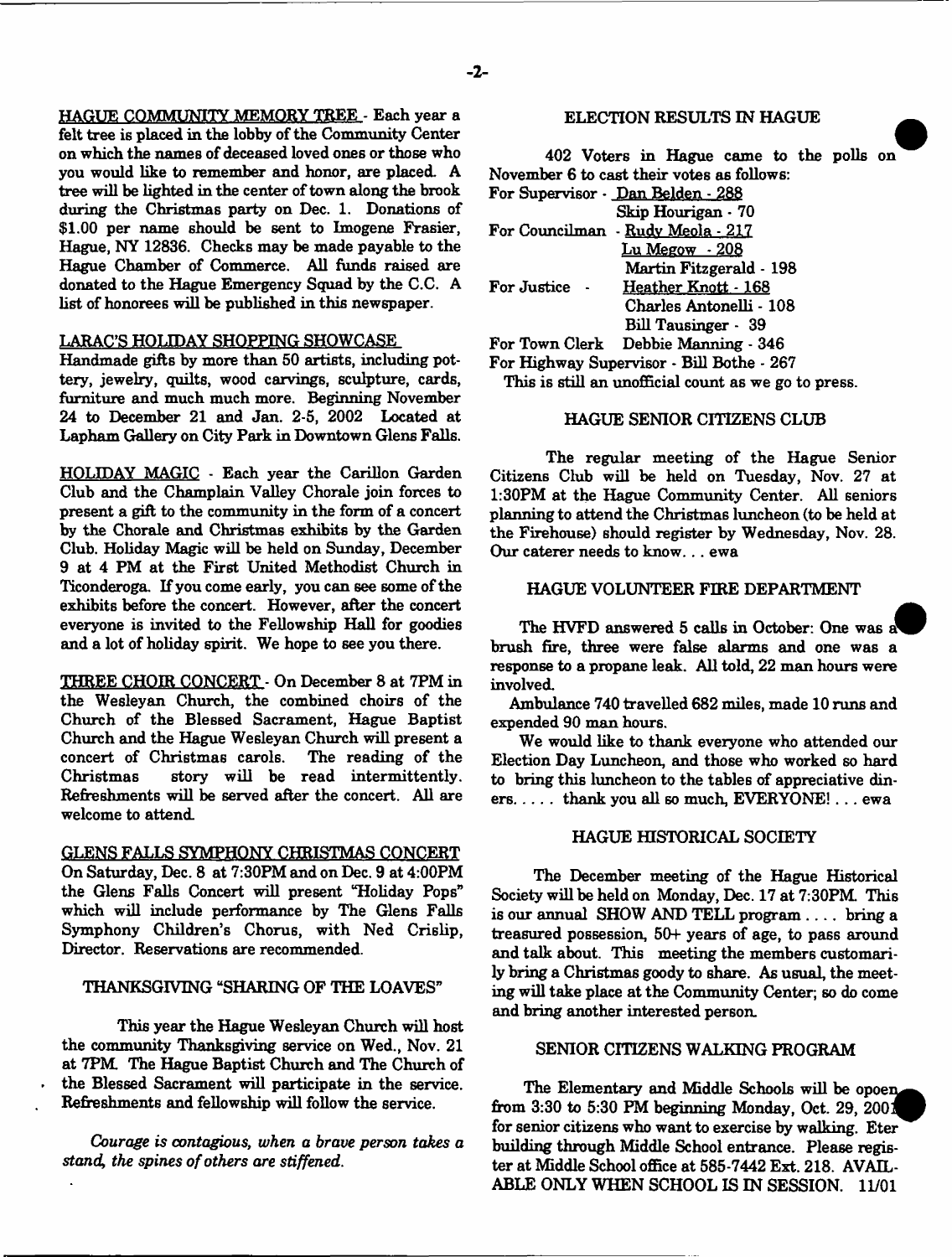**HAGUE COMMUNITY MEMORY TREE** - Each year a felt tree is placed in the lobby of the Community Center on which the names of deceased loved ones or those who you would like to remember and honor, are placed. A tree will be lighted in the center of town along the brook during the Christmas party on Dec. 1. Donations of $1.00 per name should be sent to Imogene Frasier, Hague, NY 12836. Checks may be made payable to the Hague Chamber of Commerce. All funds raised are donated to the Hague Emergency Squad by the C.C. A list of honorees will be published in this newspaper.

**LARAC'S HOLIDAY SHOPPING SHOWCASE**

Handmade gifts by more than 50 artists, including pottery, jewelry, quilts, wood carvings, sculpture, cards, furniture and much much more. Beginning November 24 to December 21 and Jan. 2-5, 2002 Located at Lapham Gallery on City Park in Downtown Glens Falls.

**HOLIDAY MAGIC** - Each year the Carillon Garden Club and the Champlain Valley Chorale join forces to present a gift to the community in the form of a concert by the Chorale and Christmas exhibits by the Garden Club. Holiday Magic will be held on Sunday, December 9 at 4 PM at the First United Methodist Church in Ticonderoga. If you come early, you can see some of the exhibits before the concert. However, after the concert everyone is invited to the Fellowship Hall for goodies and a lot of holiday spirit. We hope to see you there.

**THREE CHOIR CONCERT** - On December 8 at 7PM in the Wesleyan Church, the combined choirs of the Church of the Blessed Sacrament, Hague Baptist Church and the Hague Wesleyan Church will present a concert of Christmas carols. The reading of the Christmas story will be read intermittently. Refreshments will be served after the concert. All are welcome to attend.

**GLENS FALLS SYMPHONY CHRISTMAS CONCERT**

On Saturday, Dec. 8 at 7:30PM and on Dec. 9 at 4:00PM the Glens Falls Concert will present "Holiday Pops" which will include performance by The Glens Falls Symphony Children's Chorus, with Ned Crislip, Director. Reservations are recommended.

## THANKSGIVING "SHARING OF THE LOAVES"

This year the Hague Wesleyan Church will host the community Thanksgiving service on Wed., Nov. 21 at 7PM. The Hague Baptist Church and The Church of the Blessed Sacrament will participate in the service. Refreshments and fellowship will follow the service.

*Courage is contagious, when a brave person takes a stand, the spines of others are stiffened.*

## ELECTION RESULTS IN HAGUE

402 Voters in Hague came to the polls on November 6 to cast their votes as follows:

For Supervisor - Dan Belden - 288
Skip Hourigan - 70

For Councilman - Rudy Meola - 217
Lu Megow - 208
Martin Fitzgerald - 198

For Justice - Heather Knott - 168
Charles Antonelli - 108
Bill Tausinger - 39

For Town Clerk Debbie Manning - 346

For Highway Supervisor - Bill Bothe - 267

This is still an unofficial count as we go to press.

## HAGUE SENIOR CITIZENS CLUB

The regular meeting of the Hague Senior Citizens Club will be held on Tuesday, Nov. 27 at 1:30PM at the Hague Community Center. All seniors planning to attend the Christmas luncheon (to be held at the Firehouse) should register by Wednesday, Nov. 28. Our caterer needs to know. . . ewa

## HAGUE VOLUNTEER FIRE DEPARTMENT

The HVFD answered 5 calls in October: One was a brush fire, three were false alarms and one was a response to a propane leak. All told, 22 man hours were involved.

Ambulance 740 travelled 682 miles, made 10 runs and expended 90 man hours.

We would like to thank everyone who attended our Election Day Luncheon, and those who worked so hard to bring this luncheon to the tables of appreciative diners. . . . . thank you all so much, EVERYONE! . . . ewa

## HAGUE HISTORICAL SOCIETY

The December meeting of the Hague Historical Society will be held on Monday, Dec. 17 at 7:30PM. This is our annual SHOW AND TELL program . . . . bring a treasured possession, 50+ years of age, to pass around and talk about. This meeting the members customarily bring a Christmas goody to share. As usual, the meeting will take place at the Community Center; so do come and bring another interested person.

## SENIOR CITIZENS WALKING PROGRAM

The Elementary and Middle Schools will be opoen from 3:30 to 5:30 PM beginning Monday, Oct. 29, 2001 for senior citizens who want to exercise by walking. Eter building through Middle School entrance. Please register at Middle School office at 585-7442 Ext. 218. AVAILABLE ONLY WHEN SCHOOL IS IN SESSION. 11/01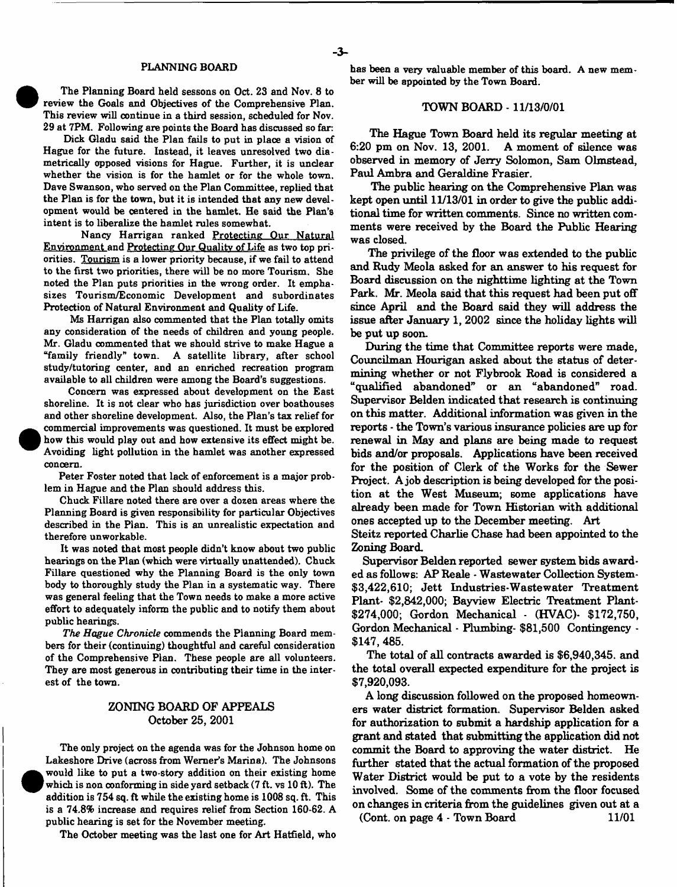## PLANNING BOARD

The Planning Board held sessons on Oct. 23 and Nov. 8 to review the Goals and Objectives of the Comprehensive Plan. This review will continue in a third session, scheduled for Nov. 29 at 7PM. Following are points the Board has discussed so far:

Dick Gladu said the Plan fails to put in place a vision of Hague for the future. Instead, it leaves unresolved two diametrically opposed visions for Hague. Further, it is unclear whether the vision is for the hamlet or for the whole town. Dave Swanson, who served on the Plan Committee, replied that the Plan is for the town, but it is intended that any new development would be centered in the hamlet. He said the Plan's intent is to liberalize the hamlet rules somewhat.

Nancy Harrigan ranked Protecting Our Natural Environment and Protecting Our Quality of Life as two top priorities. Tourism is a lower priority because, if we fail to attend to the first two priorities, there will be no more Tourism. She noted the Plan puts priorities in the wrong order. It emphasizes Tourism/Economic Development and subordinates Protection of Natural Environment and Quality of Life.

Ms Harrigan also commented that the Plan totally omits any consideration of the needs of children and young people. Mr. Gladu commented that we should strive to make Hague a "family friendly" town. A satellite library, after school study/tutoring center, and an enriched recreation program available to all children were among the Board's suggestions.

Concern was expressed about development on the East shoreline. It is not clear who has jurisdiction over boathouses and other shoreline development. Also, the Plan's tax relief for commercial improvements was questioned. It must be explored how this would play out and how extensive its effect might be. Avoiding light pollution in the hamlet was another expressed concern.

Peter Foster noted that lack of enforcement is a major problem in Hague and the Plan should address this.

Chuck Fillare noted there are over a dozen areas where the Planning Board is given responsibility for particular Objectives described in the Plan. This is an unrealistic expectation and therefore unworkable.

It was noted that most people didn't know about two public hearings on the Plan (which were virtually unattended). Chuck Fillare questioned why the Planning Board is the only town body to thoroughly study the Plan in a systematic way. There was general feeling that the Town needs to make a more active effort to adequately inform the public and to notify them about public hearings.

*The Hague Chronicle* commends the Planning Board members for their (continuing) thoughtful and careful consideration of the Comprehensive Plan. These people are all volunteers. They are most generous in contributing their time in the interest of the town.

## ZONING BOARD OF APPEALS
### October 25, 2001

The only project on the agenda was for the Johnson home on Lakeshore Drive (across from Werner's Marina). The Johnsons would like to put a two-story addition on their existing home which is non conforming in side yard setback (7 ft. vs 10 ft). The addition is 754 sq. ft while the existing home is 1008 sq. ft. This is a 74.8% increase and requires relief from Section 160-62. A public hearing is set for the November meeting.

The October meeting was the last one for Art Hatfield, who has been a very valuable member of this board. A new member will be appointed by the Town Board.

## TOWN BOARD - 11/13/0/01

The Hague Town Board held its regular meeting at 6:20 pm on Nov. 13, 2001. A moment of silence was observed in memory of Jerry Solomon, Sam Olmstead, Paul Ambra and Geraldine Frasier.

The public hearing on the Comprehensive Plan was kept open until 11/13/01 in order to give the public additional time for written comments. Since no written comments were received by the Board the Public Hearing was closed.

The privilege of the floor was extended to the public and Rudy Meola asked for an answer to his request for Board discussion on the nighttime lighting at the Town Park. Mr. Meola said that this request had been put off since April and the Board said they will address the issue after January 1, 2002 since the holiday lights will be put up soon.

During the time that Committee reports were made, Councilman Hourigan asked about the status of determining whether or not Flybrook Road is considered a "qualified abandoned" or an "abandoned" road. Supervisor Belden indicated that research is continuing on this matter. Additional information was given in the reports - the Town's various insurance policies are up for renewal in May and plans are being made to request bids and/or proposals. Applications have been received for the position of Clerk of the Works for the Sewer Project. A job description is being developed for the position at the West Museum; some applications have already been made for Town Historian with additional ones accepted up to the December meeting. Art Steitz reported Charlie Chase had been appointed to the Zoning Board.

Supervisor Belden reported sewer system bids awarded as follows: AP Reale - Wastewater Collection System- $3,422,610; Jett Industries-Wastewater Treatment Plant- $2,842,000; Bayview Electric Treatment Plant- $274,000; Gordon Mechanical - (HVAC)- $172,750, Gordon Mechanical - Plumbing- $81,500 Contingency - $147, 485.

The total of all contracts awarded is $6,940,345. and the total overall expected expenditure for the project is $7,920,093.

A long discussion followed on the proposed homeowners water district formation. Supervisor Belden asked for authorization to submit a hardship application for a grant and stated that submitting the application did not commit the Board to approving the water district. He further stated that the actual formation of the proposed Water District would be put to a vote by the residents involved. Some of the comments from the floor focused on changes in criteria from the guidelines given out at a

(Cont. on page 4 - Town Board 11/01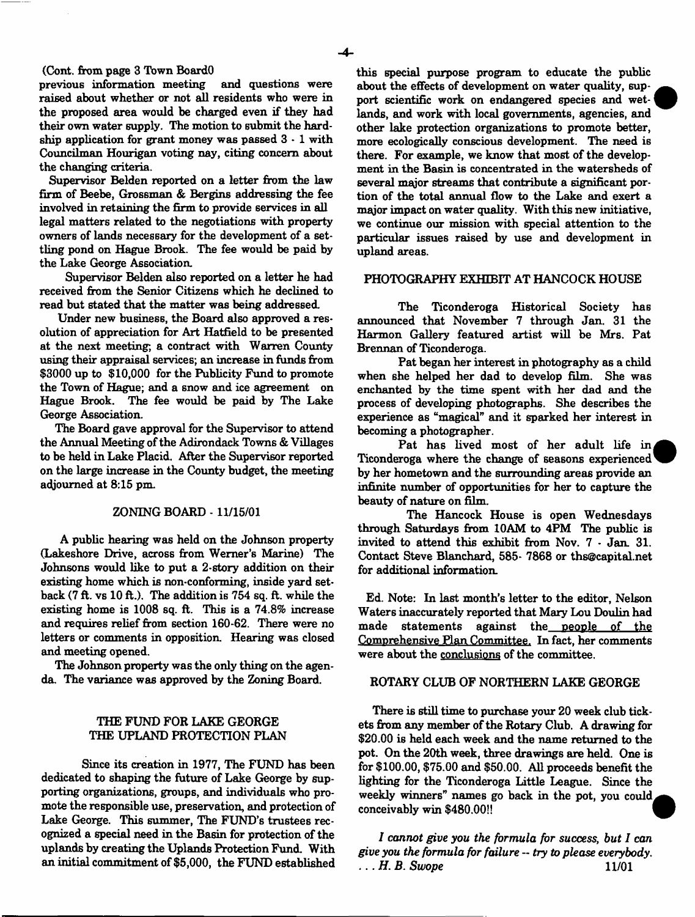(Cont. from page 3 Town Board0

previous information meeting and questions were raised about whether or not all residents who were in the proposed area would be charged even if they had their own water supply. The motion to submit the hardship application for grant money was passed 3 - 1 with Councilman Hourigan voting nay, citing concern about the changing criteria.

Supervisor Belden reported on a letter from the law firm of Beebe, Grossman & Bergins addressing the fee involved in retaining the firm to provide services in all legal matters related to the negotiations with property owners of lands necessary for the development of a settling pond on Hague Brook. The fee would be paid by the Lake George Association.

Supervisor Belden also reported on a letter he had received from the Senior Citizens which he declined to read but stated that the matter was being addressed.

Under new business, the Board also approved a resolution of appreciation for Art Hatfield to be presented at the next meeting; a contract with Warren County using their appraisal services; an increase in funds from $3000 up to $10,000 for the Publicity Fund to promote the Town of Hague; and a snow and ice agreement on Hague Brook. The fee would be paid by The Lake George Association.

The Board gave approval for the Supervisor to attend the Annual Meeting of the Adirondack Towns & Villages to be held in Lake Placid. After the Supervisor reported on the large increase in the County budget, the meeting adjourned at 8:15 pm.

## ZONING BOARD - 11/15/01

A public hearing was held on the Johnson property (Lakeshore Drive, across from Werner's Marine) The Johnsons would like to put a 2-story addition on their existing home which is non-conforming, inside yard setback (7 ft. vs 10 ft.). The addition is 754 sq. ft. while the existing home is 1008 sq. ft. This is a 74.8% increase and requires relief from section 160-62. There were no letters or comments in opposition. Hearing was closed and meeting opened.

The Johnson property was the only thing on the agenda. The variance was approved by the Zoning Board.

## THE FUND FOR LAKE GEORGE THE UPLAND PROTECTION PLAN

Since its creation in 1977, The FUND has been dedicated to shaping the future of Lake George by supporting organizations, groups, and individuals who promote the responsible use, preservation, and protection of Lake George. This summer, The FUND's trustees recognized a special need in the Basin for protection of the uplands by creating the Uplands Protection Fund. With an initial commitment of $5,000, the FUND established this special purpose program to educate the public about the effects of development on water quality, support scientific work on endangered species and wetlands, and work with local governments, agencies, and other lake protection organizations to promote better, more ecologically conscious development. The need is there. For example, we know that most of the development in the Basin is concentrated in the watersheds of several major streams that contribute a significant portion of the total annual flow to the Lake and exert a major impact on water quality. With this new initiative, we continue our mission with special attention to the particular issues raised by use and development in upland areas.

## PHOTOGRAPHY EXHIBIT AT HANCOCK HOUSE

The Ticonderoga Historical Society has announced that November 7 through Jan. 31 the Harmon Gallery featured artist will be Mrs. Pat Brennan of Ticonderoga.

Pat began her interest in photography as a child when she helped her dad to develop film. She was enchanted by the time spent with her dad and the process of developing photographs. She describes the experience as "magical" and it sparked her interest in becoming a photographer.

Pat has lived most of her adult life in Ticonderoga where the change of seasons experienced by her hometown and the surrounding areas provide an infinite number of opportunities for her to capture the beauty of nature on film.

The Hancock House is open Wednesdays through Saturdays from 10AM to 4PM The public is invited to attend this exhibit from Nov. 7 - Jan. 31. Contact Steve Blanchard, 585- 7868 or ths@capital.net for additional information.

Ed. Note: In last month's letter to the editor, Nelson Waters inaccurately reported that Mary Lou Doulin had made statements against the people of the Comprehensive Plan Committee. In fact, her comments were about the conclusions of the committee.

## ROTARY CLUB OF NORTHERN LAKE GEORGE

There is still time to purchase your 20 week club tickets from any member of the Rotary Club. A drawing for $20.00 is held each week and the name returned to the pot. On the 20th week, three drawings are held. One is for $100.00, $75.00 and $50.00. All proceeds benefit the lighting for the Ticonderoga Little League. Since the weekly winners" names go back in the pot, you could conceivably win $480.00!!

*I cannot give you the formula for success, but I can give you the formula for failure -- try to please everybody. . . . H. B. Swope* 11/01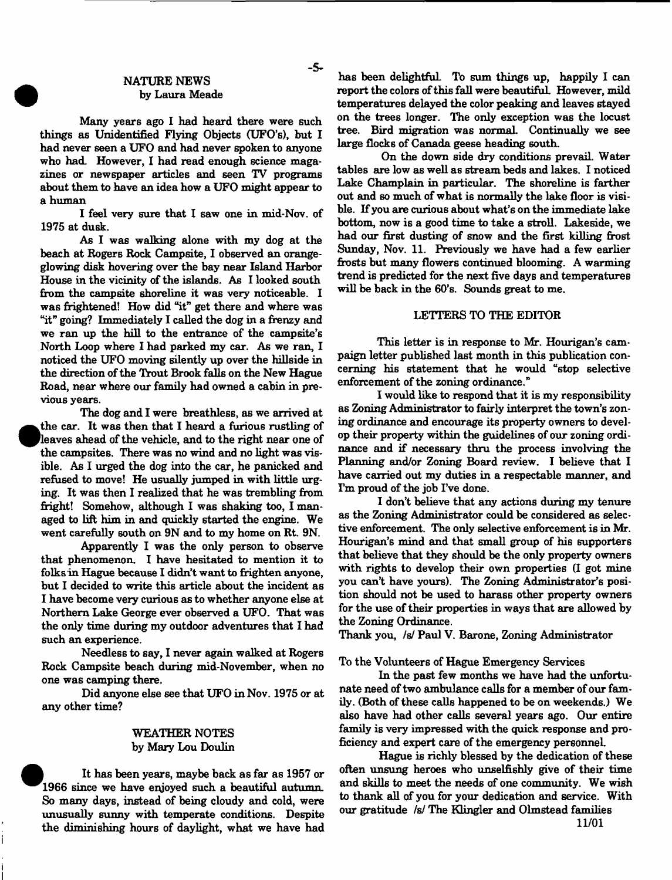## NATURE NEWS
by Laura Meade

Many years ago I had heard there were such things as Unidentified Flying Objects (UFO's), but I had never seen a UFO and had never spoken to anyone who had. However, I had read enough science magazines or newspaper articles and seen TV programs about them to have an idea how a UFO might appear to a human

I feel very sure that I saw one in mid-Nov. of 1975 at dusk.

As I was walking alone with my dog at the beach at Rogers Rock Campsite, I observed an orange-glowing disk hovering over the bay near Island Harbor House in the vicinity of the islands. As I looked south from the campsite shoreline it was very noticeable. I was frightened! How did "it" get there and where was "it" going? Immediately I called the dog in a frenzy and we ran up the hill to the entrance of the campsite's North Loop where I had parked my car. As we ran, I noticed the UFO moving silently up over the hillside in the direction of the Trout Brook falls on the New Hague Road, near where our family had owned a cabin in previous years.

The dog and I were breathless, as we arrived at the car. It was then that I heard a furious rustling of leaves ahead of the vehicle, and to the right near one of the campsites. There was no wind and no light was visible. As I urged the dog into the car, he panicked and refused to move! He usually jumped in with little urging. It was then I realized that he was trembling from fright! Somehow, although I was shaking too, I managed to lift him in and quickly started the engine. We went carefully south on 9N and to my home on Rt. 9N.

Apparently I was the only person to observe that phenomenon. I have hesitated to mention it to folks in Hague because I didn't want to frighten anyone, but I decided to write this article about the incident as I have become very curious as to whether anyone else at Northern Lake George ever observed a UFO. That was the only time during my outdoor adventures that I had such an experience.

Needless to say, I never again walked at Rogers Rock Campsite beach during mid-November, when no one was camping there.

Did anyone else see that UFO in Nov. 1975 or at any other time?

## WEATHER NOTES
by Mary Lou Doulin

It has been years, maybe back as far as 1957 or 1966 since we have enjoyed such a beautiful autumn. So many days, instead of being cloudy and cold, were unusually sunny with temperate conditions. Despite the diminishing hours of daylight, what we have had has been delightful. To sum things up, happily I can report the colors of this fall were beautiful. However, mild temperatures delayed the color peaking and leaves stayed on the trees longer. The only exception was the locust tree. Bird migration was normal. Continually we see large flocks of Canada geese heading south.

On the down side dry conditions prevail. Water tables are low as well as stream beds and lakes. I noticed Lake Champlain in particular. The shoreline is farther out and so much of what is normally the lake floor is visible. If you are curious about what's on the immediate lake bottom, now is a good time to take a stroll. Lakeside, we had our first dusting of snow and the first killing frost Sunday, Nov. 11. Previously we have had a few earlier frosts but many flowers continued blooming. A warming trend is predicted for the next five days and temperatures will be back in the 60's. Sounds great to me.

## LETTERS TO THE EDITOR

This letter is in response to Mr. Hourigan's campaign letter published last month in this publication concerning his statement that he would "stop selective enforcement of the zoning ordinance."

I would like to respond that it is my responsibility as Zoning Administrator to fairly interpret the town's zoning ordinance and encourage its property owners to develop their property within the guidelines of our zoning ordinance and if necessary thru the process involving the Planning and/or Zoning Board review. I believe that I have carried out my duties in a respectable manner, and I'm proud of the job I've done.

I don't believe that any actions during my tenure as the Zoning Administrator could be considered as selective enforcement. The only selective enforcement is in Mr. Hourigan's mind and that small group of his supporters that believe that they should be the only property owners with rights to develop their own properties (I got mine you can't have yours). The Zoning Administrator's position should not be used to harass other property owners for the use of their properties in ways that are allowed by the Zoning Ordinance.

Thank you, /s/ Paul V. Barone, Zoning Administrator

To the Volunteers of Hague Emergency Services

In the past few months we have had the unfortunate need of two ambulance calls for a member of our family. (Both of these calls happened to be on weekends.) We also have had other calls several years ago. Our entire family is very impressed with the quick response and proficiency and expert care of the emergency personnel.

Hague is richly blessed by the dedication of these often unsung heroes who unselfishly give of their time and skills to meet the needs of one community. We wish to thank all of you for your dedication and service. With our gratitude /s/ The Klingler and Olmstead families

11/01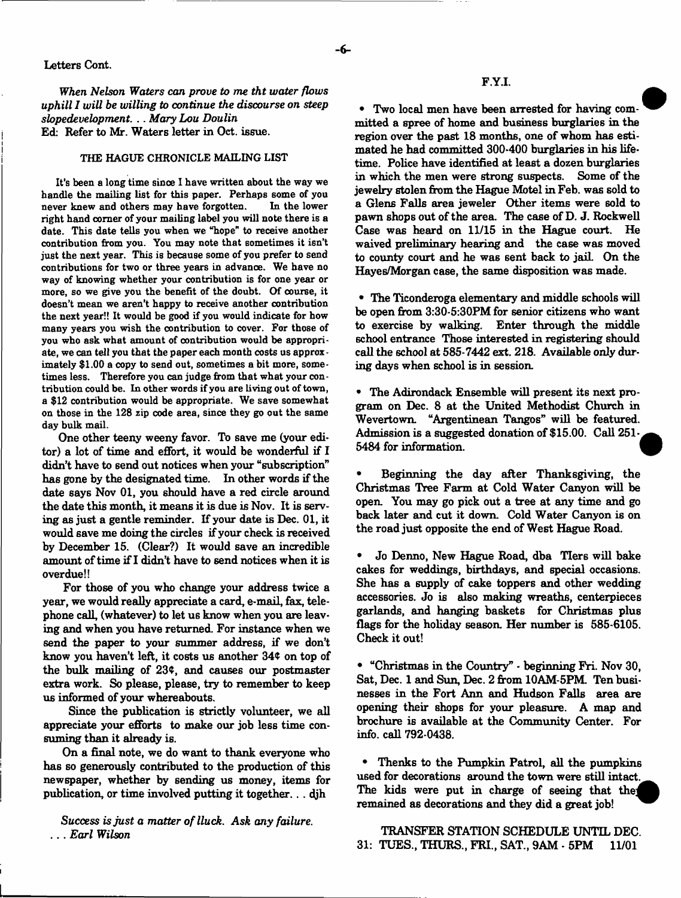Letters Cont.

*When Nelson Waters can prove to me tht water flows uphill I will be willing to continue the discourse on steep slopedevelopment. . . Mary Lou Doulin*
Ed: Refer to Mr. Waters letter in Oct. issue.

### THE HAGUE CHRONICLE MAILING LIST

It's been a long time since I have written about the way we handle the mailing list for this paper. Perhaps some of you never knew and others may have forgotten. In the lower right hand corner of your mailing label you will note there is a date. This date tells you when we "hope" to receive another contribution from you. You may note that sometimes it isn't just the next year. This is because some of you prefer to send contributions for two or three years in advance. We have no way of knowing whether your contribution is for one year or more, so we give you the benefit of the doubt. Of course, it doesn't mean we aren't happy to receive another contribution the next year!! It would be good if you would indicate for how many years you wish the contribution to cover. For those of you who ask what amount of contribution would be appropriate, we can tell you that the paper each month costs us approximately $1.00 a copy to send out, sometimes a bit more, sometimes less. Therefore you can judge from that what your contribution could be. In other words if you are living out of town, a $12 contribution would be appropriate. We save somewhat on those in the 128 zip code area, since they go out the same day bulk mail.

One other teeny weeny favor. To save me (your editor) a lot of time and effort, it would be wonderful if I didn't have to send out notices when your "subscription" has gone by the designated time. In other words if the date says Nov 01, you should have a red circle around the date this month, it means it is due is Nov. It is serving as just a gentle reminder. If your date is Dec. 01, it would save me doing the circles if your check is received by December 15. (Clear?) It would save an incredible amount of time if I didn't have to send notices when it is overdue!!

For those of you who change your address twice a year, we would really appreciate a card, e-mail, fax, telephone call, (whatever) to let us know when you are leaving and when you have returned. For instance when we send the paper to your summer address, if we don't know you haven't left, it costs us another 34¢ on top of the bulk mailing of 23¢, and causes our postmaster extra work. So please, please, try to remember to keep us informed of your whereabouts.

Since the publication is strictly volunteer, we all appreciate your efforts to make our job less time consuming than it already is.

On a final note, we do want to thank everyone who has so generously contributed to the production of this newspaper, whether by sending us money, items for publication, or time involved putting it together. . . djh

*Success is just a matter of lluck. Ask any failure. . . . Earl Wilson*

### F.Y.I.

- Two local men have been arrested for having committed a spree of home and business burglaries in the region over the past 18 months, one of whom has estimated he had committed 300-400 burglaries in his lifetime. Police have identified at least a dozen burglaries in which the men were strong suspects. Some of the jewelry stolen from the Hague Motel in Feb. was sold to a Glens Falls area jeweler Other items were sold to pawn shops out of the area. The case of D. J. Rockwell Case was heard on 11/15 in the Hague court. He waived preliminary hearing and the case was moved to county court and he was sent back to jail. On the Hayes/Morgan case, the same disposition was made.

- The Ticonderoga elementary and middle schools will be open from 3:30-5:30PM for senior citizens who want to exercise by walking. Enter through the middle school entrance Those interested in registering should call the school at 585-7442 ext. 218. Available only during days when school is in session.

- The Adirondack Ensemble will present its next program on Dec. 8 at the United Methodist Church in Wevertown. "Argentinean Tangos" will be featured. Admission is a suggested donation of $15.00. Call 251-5484 for information.

- Beginning the day after Thanksgiving, the Christmas Tree Farm at Cold Water Canyon will be open. You may go pick out a tree at any time and go back later and cut it down. Cold Water Canyon is on the road just opposite the end of West Hague Road.

- Jo Denno, New Hague Road, dba TIers will bake cakes for weddings, birthdays, and special occasions. She has a supply of cake toppers and other wedding accessories. Jo is also making wreaths, centerpieces garlands, and hanging baskets for Christmas plus flags for the holiday season. Her number is 585-6105. Check it out!

- "Christmas in the Country" - beginning Fri. Nov 30, Sat, Dec. 1 and Sun, Dec. 2 from 10AM-5PM. Ten businesses in the Fort Ann and Hudson Falls area are opening their shops for your pleasure. A map and brochure is available at the Community Center. For info. call 792-0438.

- Thenks to the Pumpkin Patrol, all the pumpkins used for decorations around the town were still intact. The kids were put in charge of seeing that they remained as decorations and they did a great job!

TRANSFER STATION SCHEDULE UNTIL DEC. 31: TUES., THURS., FRI., SAT., 9AM - 5PM 11/01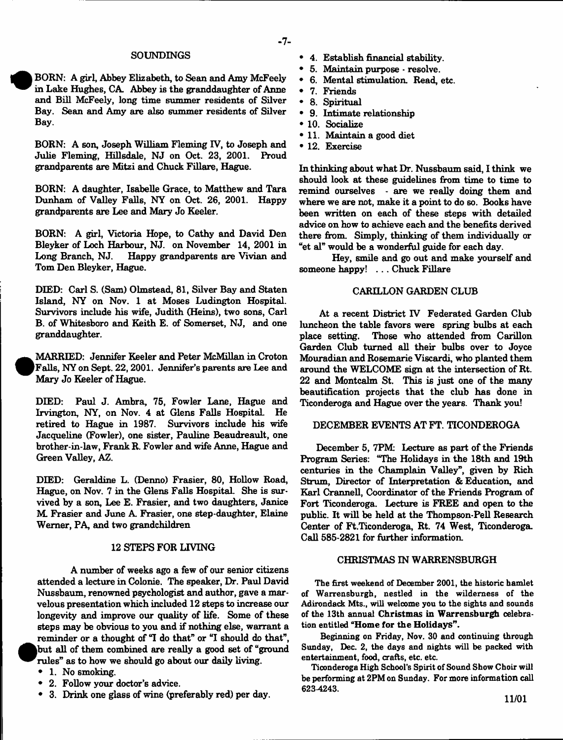## SOUNDINGS

BORN: A girl, Abbey Elizabeth, to Sean and Amy McFeely in Lake Hughes, CA. Abbey is the granddaughter of Anne and Bill McFeely, long time summer residents of Silver Bay. Sean and Amy are also summer residents of Silver Bay.

BORN: A son, Joseph William Fleming IV, to Joseph and Julie Fleming, Hillsdale, NJ on Oct. 23, 2001. Proud grandparents are Mitzi and Chuck Fillare, Hague.

BORN: A daughter, Isabelle Grace, to Matthew and Tara Dunham of Valley Falls, NY on Oct. 26, 2001. Happy grandparents are Lee and Mary Jo Keeler.

BORN: A girl, Victoria Hope, to Cathy and David Den Bleyker of Loch Harbour, NJ. on November 14, 2001 in Long Branch, NJ. Happy grandparents are Vivian and Tom Den Bleyker, Hague.

DIED: Carl S. (Sam) Olmstead, 81, Silver Bay and Staten Island, NY on Nov. 1 at Moses Ludington Hospital. Survivors include his wife, Judith (Heins), two sons, Carl B. of Whitesboro and Keith E. of Somerset, NJ, and one granddaughter.

MARRIED: Jennifer Keeler and Peter McMillan in Croton Falls, NY on Sept. 22, 2001. Jennifer's parents are Lee and Mary Jo Keeler of Hague.

DIED: Paul J. Ambra, 75, Fowler Lane, Hague and Irvington, NY, on Nov. 4 at Glens Falls Hospital. He retired to Hague in 1987. Survivors include his wife Jacqueline (Fowler), one sister, Pauline Beaudreault, one brother-in-law, Frank R. Fowler and wife Anne, Hague and Green Valley, AZ.

DIED: Geraldine L. (Denno) Frasier, 80, Hollow Road, Hague, on Nov. 7 in the Glens Falls Hospital. She is survived by a son, Lee E. Frasier, and two daughters, Janice M. Frasier and June A. Frasier, one step-daughter, Elaine Werner, PA, and two grandchildren

## 12 STEPS FOR LIVING

A number of weeks ago a few of our senior citizens attended a lecture in Colonie. The speaker, Dr. Paul David Nussbaum, renowned psychologist and author, gave a marvelous presentation which included 12 steps to increase our longevity and improve our quality of life. Some of these steps may be obvious to you and if nothing else, warrant a reminder or a thought of "I do that" or "I should do that", but all of them combined are really a good set of "ground rules" as to how we should go about our daily living.

- 1. No smoking.
- 2. Follow your doctor's advice.
- 3. Drink one glass of wine (preferably red) per day.
- 4. Establish financial stability.
- 5. Maintain purpose - resolve.
- 6. Mental stimulation. Read, etc.
- 7. Friends
- 8. Spiritual
- 9. Intimate relationship
- 10. Socialize
- 11. Maintain a good diet
- 12. Exercise

In thinking about what Dr. Nussbaum said, I think we should look at these guidelines from time to time to remind ourselves - are we really doing them and where we are not, make it a point to do so. Books have been written on each of these steps with detailed advice on how to achieve each and the benefits derived there from. Simply, thinking of them individually or "et al" would be a wonderful guide for each day.

Hey, smile and go out and make yourself and someone happy! . . . Chuck Fillare

## CARILLON GARDEN CLUB

At a recent District IV Federated Garden Club luncheon the table favors were spring bulbs at each place setting. Those who attended from Carillon Garden Club turned all their bulbs over to Joyce Mouradian and Rosemarie Viscardi, who planted them around the WELCOME sign at the intersection of Rt. 22 and Montcalm St. This is just one of the many beautification projects that the club has done in Ticonderoga and Hague over the years. Thank you!

## DECEMBER EVENTS AT FT. TICONDEROGA

December 5, 7PM: Lecture as part of the Friends Program Series: "The Holidays in the 18th and 19th centuries in the Champlain Valley", given by Rich Strum, Director of Interpretation & Education, and Karl Crannell, Coordinator of the Friends Program of Fort Ticonderoga. Lecture is FREE and open to the public. It will be held at the Thompson-Pell Research Center of Ft.Ticonderoga, Rt. 74 West, Ticonderoga. Call 585-2821 for further information.

## CHRISTMAS IN WARRENSBURGH

The first weekend of December 2001, the historic hamlet of Warrensburgh, nestled in the wilderness of the Adirondack Mts., will welcome you to the sights and sounds of the 13th annual **Christmas in Warrensburgh** celebration entitled **"Home for the Holidays"**.

Beginning on Friday, Nov. 30 and continuing through Sunday, Dec. 2, the days and nights will be packed with entertainment, food, crafts, etc. etc.

Ticonderoga High School's Spirit of Sound Show Choir will be performing at 2PM on Sunday. For more information call 623-4243.

11/01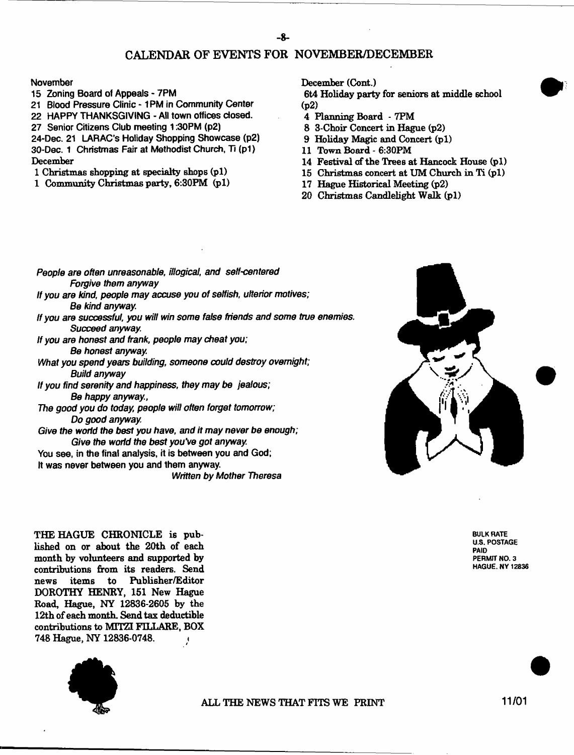# CALENDAR OF EVENTS FOR NOVEMBER/DECEMBER

November

15 Zoning Board of Appeals - 7PM
21 Blood Pressure Clinic - 1PM in Community Center
22 HAPPY THANKSGIVING - All town offices closed.
27 Senior Citizens Club meeting 1:30PM (p2)
24-Dec. 21 LARAC's Holiday Shopping Showcase (p2)
30-Dec. 1 Christmas Fair at Methodist Church, Ti (p1)

December

1 Christmas shopping at specialty shops (p1)
1 Community Christmas party, 6:30PM (p1)

December (Cont.)

6t4 Holiday party for seniors at middle school (p2)
4 Planning Board - 7PM
8 3-Choir Concert in Hague (p2)
9 Holiday Magic and Concert (p1)
11 Town Board - 6:30PM
14 Festival of the Trees at Hancock House (p1)
15 Christmas concert at UM Church in Ti (p1)
17 Hague Historical Meeting (p2)
20 Christmas Candlelight Walk (p1)

*People are often unreasonable, illogical, and self-centered*
*Forgive them anyway*
*If you are kind, people may accuse you of selfish, ulterior motives;*
*Be kind anyway.*
*If you are successful, you will win some false friends and some true enemies.*
*Succeed anyway.*
*If you are honest and frank, people may cheat you;*
*Be honest anyway.*
*What you spend years building, someone could destroy overnight;*
*Build anyway*
*If you find serenity and happiness, they may be jealous;*
*Be happy anyway.,*
*The good you do today, people will often forget tomorrow;*
*Do good anyway.*
*Give the world the best you have, and it may never be enough;*
*Give the world the best you've got anyway.*
You see, in the final analysis, it is between you and God;
It was never between you and them anyway.
*Written by Mother Theresa*

THE HAGUE CHRONICLE is published on or about the 20th of each month by volunteers and supported by contributions from its readers. Send news items to Publisher/Editor DOROTHY HENRY, 151 New Hague Road, Hague, NY 12836-2605 by the 12th of each month. Send tax deductible contributions to MITZI FILLARE, BOX 748 Hague, NY 12836-0748.

BULK RATE
U.S. POSTAGE
PAID
PERMIT NO. 3
HAGUE, NY 12836

ALL THE NEWS THAT FITS WE PRINT

11/01